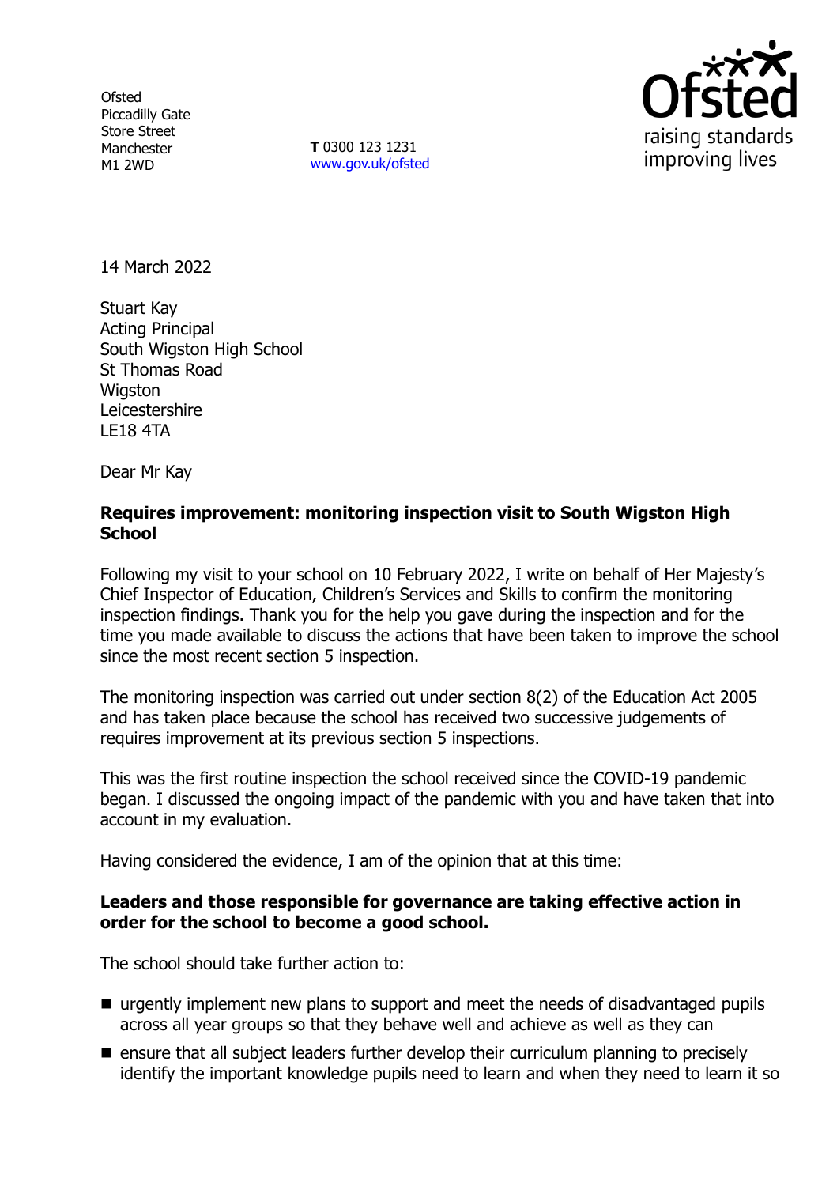Ofsted
Piccadilly Gate
Store Street
Manchester
M1 2WD

**T** 0300 123 1231
www.gov.uk/ofsted

14 March 2022

Stuart Kay
Acting Principal
South Wigston High School
St Thomas Road
Wigston
Leicestershire
LE18 4TA

Dear Mr Kay

**Requires improvement: monitoring inspection visit to South Wigston High School**

Following my visit to your school on 10 February 2022, I write on behalf of Her Majesty's Chief Inspector of Education, Children's Services and Skills to confirm the monitoring inspection findings. Thank you for the help you gave during the inspection and for the time you made available to discuss the actions that have been taken to improve the school since the most recent section 5 inspection.

The monitoring inspection was carried out under section 8(2) of the Education Act 2005 and has taken place because the school has received two successive judgements of requires improvement at its previous section 5 inspections.

This was the first routine inspection the school received since the COVID-19 pandemic began. I discussed the ongoing impact of the pandemic with you and have taken that into account in my evaluation.

Having considered the evidence, I am of the opinion that at this time:

**Leaders and those responsible for governance are taking effective action in order for the school to become a good school.**

The school should take further action to:

- urgently implement new plans to support and meet the needs of disadvantaged pupils across all year groups so that they behave well and achieve as well as they can
- ensure that all subject leaders further develop their curriculum planning to precisely identify the important knowledge pupils need to learn and when they need to learn it so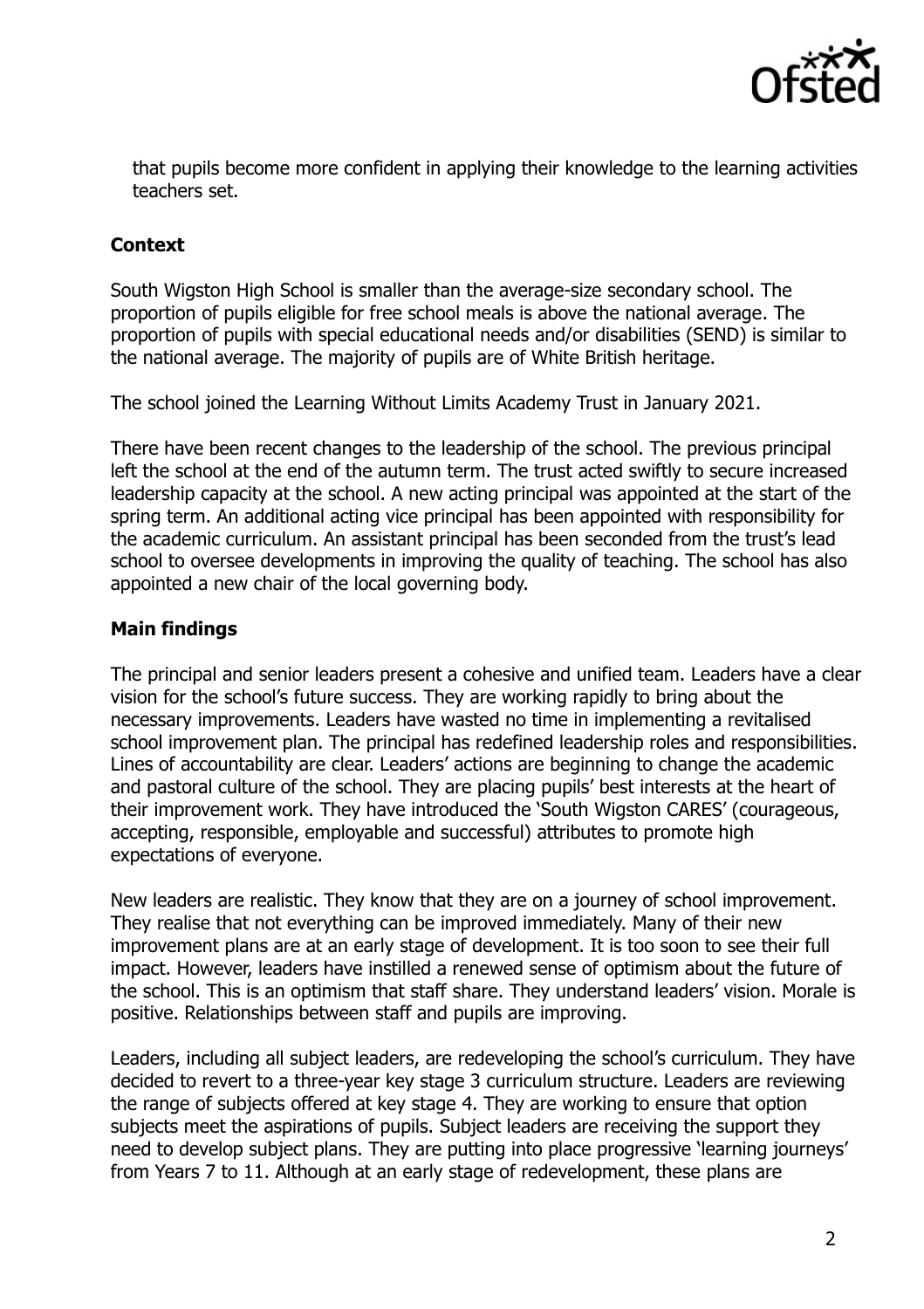that pupils become more confident in applying their knowledge to the learning activities teachers set.

## Context

South Wigston High School is smaller than the average-size secondary school. The proportion of pupils eligible for free school meals is above the national average. The proportion of pupils with special educational needs and/or disabilities (SEND) is similar to the national average. The majority of pupils are of White British heritage.

The school joined the Learning Without Limits Academy Trust in January 2021.

There have been recent changes to the leadership of the school. The previous principal left the school at the end of the autumn term. The trust acted swiftly to secure increased leadership capacity at the school. A new acting principal was appointed at the start of the spring term. An additional acting vice principal has been appointed with responsibility for the academic curriculum. An assistant principal has been seconded from the trust's lead school to oversee developments in improving the quality of teaching. The school has also appointed a new chair of the local governing body.

## Main findings

The principal and senior leaders present a cohesive and unified team. Leaders have a clear vision for the school's future success. They are working rapidly to bring about the necessary improvements. Leaders have wasted no time in implementing a revitalised school improvement plan. The principal has redefined leadership roles and responsibilities. Lines of accountability are clear. Leaders' actions are beginning to change the academic and pastoral culture of the school. They are placing pupils' best interests at the heart of their improvement work. They have introduced the 'South Wigston CARES' (courageous, accepting, responsible, employable and successful) attributes to promote high expectations of everyone.

New leaders are realistic. They know that they are on a journey of school improvement. They realise that not everything can be improved immediately. Many of their new improvement plans are at an early stage of development. It is too soon to see their full impact. However, leaders have instilled a renewed sense of optimism about the future of the school. This is an optimism that staff share. They understand leaders' vision. Morale is positive. Relationships between staff and pupils are improving.

Leaders, including all subject leaders, are redeveloping the school's curriculum. They have decided to revert to a three-year key stage 3 curriculum structure. Leaders are reviewing the range of subjects offered at key stage 4. They are working to ensure that option subjects meet the aspirations of pupils. Subject leaders are receiving the support they need to develop subject plans. They are putting into place progressive 'learning journeys' from Years 7 to 11. Although at an early stage of redevelopment, these plans are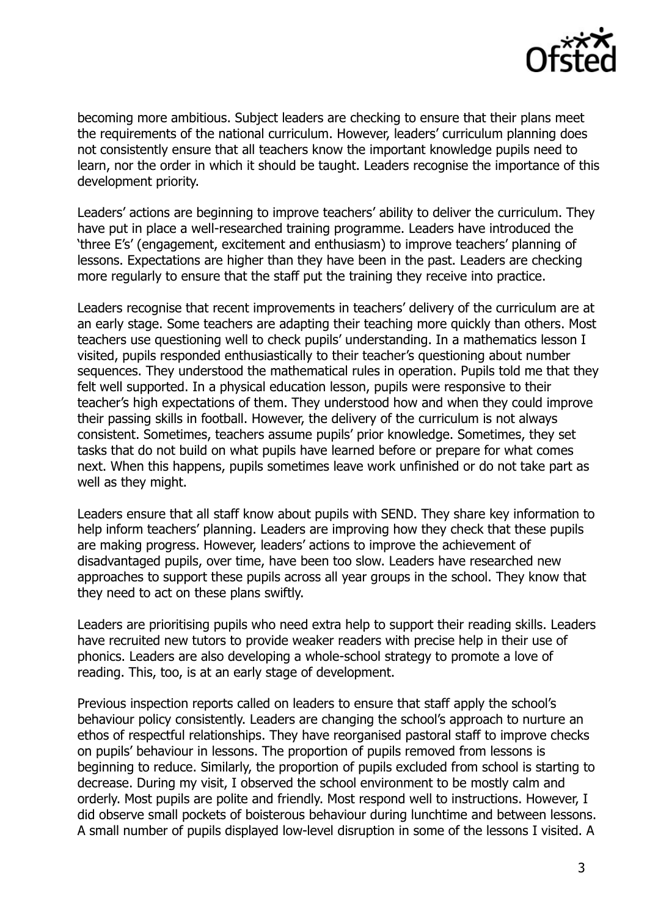becoming more ambitious. Subject leaders are checking to ensure that their plans meet the requirements of the national curriculum. However, leaders' curriculum planning does not consistently ensure that all teachers know the important knowledge pupils need to learn, nor the order in which it should be taught. Leaders recognise the importance of this development priority.

Leaders' actions are beginning to improve teachers' ability to deliver the curriculum. They have put in place a well-researched training programme. Leaders have introduced the 'three E's' (engagement, excitement and enthusiasm) to improve teachers' planning of lessons. Expectations are higher than they have been in the past. Leaders are checking more regularly to ensure that the staff put the training they receive into practice.

Leaders recognise that recent improvements in teachers' delivery of the curriculum are at an early stage. Some teachers are adapting their teaching more quickly than others. Most teachers use questioning well to check pupils' understanding. In a mathematics lesson I visited, pupils responded enthusiastically to their teacher's questioning about number sequences. They understood the mathematical rules in operation. Pupils told me that they felt well supported. In a physical education lesson, pupils were responsive to their teacher's high expectations of them. They understood how and when they could improve their passing skills in football. However, the delivery of the curriculum is not always consistent. Sometimes, teachers assume pupils' prior knowledge. Sometimes, they set tasks that do not build on what pupils have learned before or prepare for what comes next. When this happens, pupils sometimes leave work unfinished or do not take part as well as they might.

Leaders ensure that all staff know about pupils with SEND. They share key information to help inform teachers' planning. Leaders are improving how they check that these pupils are making progress. However, leaders' actions to improve the achievement of disadvantaged pupils, over time, have been too slow. Leaders have researched new approaches to support these pupils across all year groups in the school. They know that they need to act on these plans swiftly.

Leaders are prioritising pupils who need extra help to support their reading skills. Leaders have recruited new tutors to provide weaker readers with precise help in their use of phonics. Leaders are also developing a whole-school strategy to promote a love of reading. This, too, is at an early stage of development.

Previous inspection reports called on leaders to ensure that staff apply the school's behaviour policy consistently. Leaders are changing the school's approach to nurture an ethos of respectful relationships. They have reorganised pastoral staff to improve checks on pupils' behaviour in lessons. The proportion of pupils removed from lessons is beginning to reduce. Similarly, the proportion of pupils excluded from school is starting to decrease. During my visit, I observed the school environment to be mostly calm and orderly. Most pupils are polite and friendly. Most respond well to instructions. However, I did observe small pockets of boisterous behaviour during lunchtime and between lessons. A small number of pupils displayed low-level disruption in some of the lessons I visited. A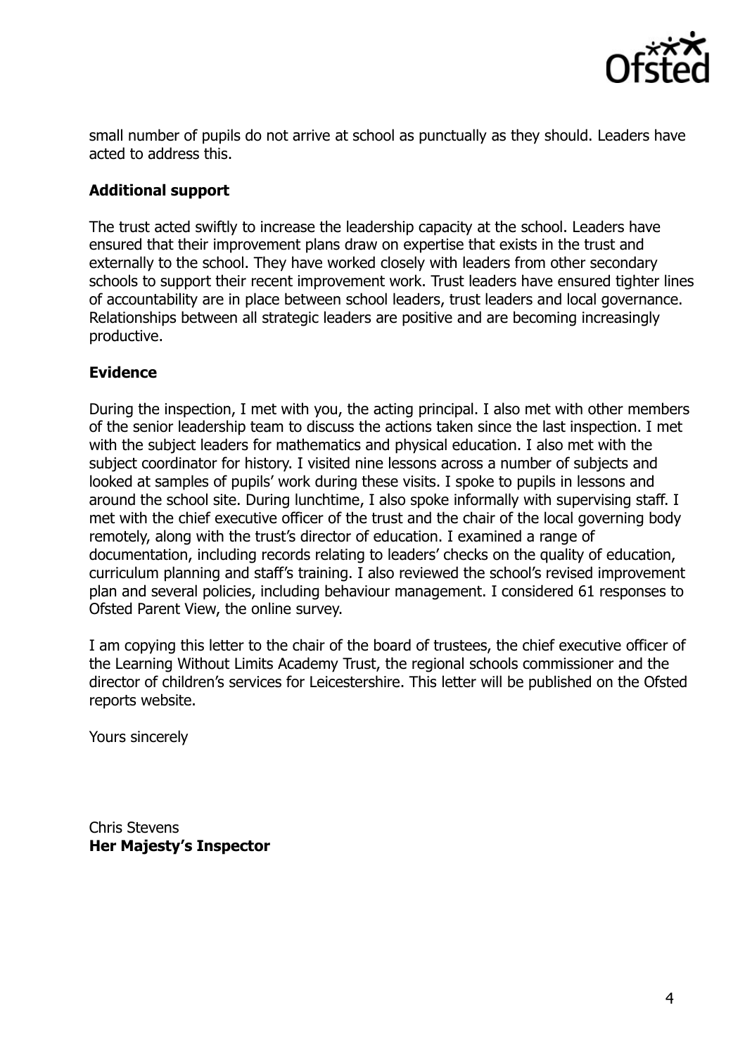small number of pupils do not arrive at school as punctually as they should. Leaders have acted to address this.

## Additional support

The trust acted swiftly to increase the leadership capacity at the school. Leaders have ensured that their improvement plans draw on expertise that exists in the trust and externally to the school. They have worked closely with leaders from other secondary schools to support their recent improvement work. Trust leaders have ensured tighter lines of accountability are in place between school leaders, trust leaders and local governance. Relationships between all strategic leaders are positive and are becoming increasingly productive.

## Evidence

During the inspection, I met with you, the acting principal. I also met with other members of the senior leadership team to discuss the actions taken since the last inspection. I met with the subject leaders for mathematics and physical education. I also met with the subject coordinator for history. I visited nine lessons across a number of subjects and looked at samples of pupils' work during these visits. I spoke to pupils in lessons and around the school site. During lunchtime, I also spoke informally with supervising staff. I met with the chief executive officer of the trust and the chair of the local governing body remotely, along with the trust's director of education. I examined a range of documentation, including records relating to leaders' checks on the quality of education, curriculum planning and staff's training. I also reviewed the school's revised improvement plan and several policies, including behaviour management. I considered 61 responses to Ofsted Parent View, the online survey.

I am copying this letter to the chair of the board of trustees, the chief executive officer of the Learning Without Limits Academy Trust, the regional schools commissioner and the director of children's services for Leicestershire. This letter will be published on the Ofsted reports website.

Yours sincerely

Chris Stevens
**Her Majesty's Inspector**